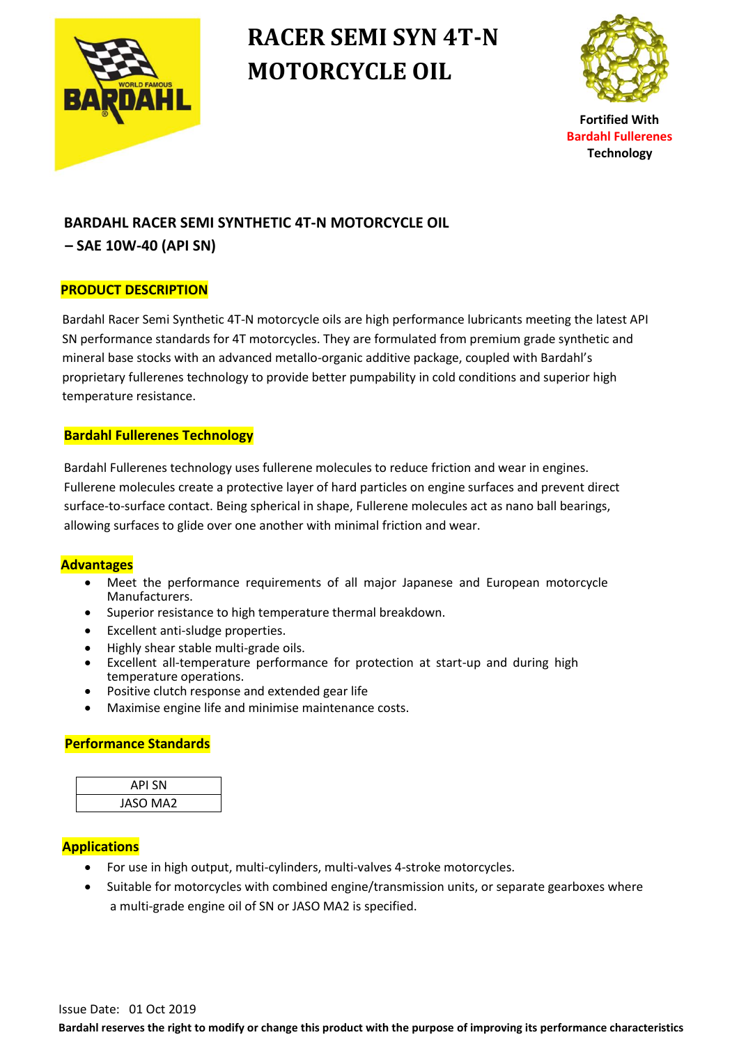# RACER SEMI SYN 4T-N MOTORCYCLE OIL

Fortified With
Bardahl Fullerenes
Technology

## BARDAHL RACER SEMI SYNTHETIC 4T-N MOTORCYCLE OIL – SAE 10W-40 (API SN)

### PRODUCT DESCRIPTION

Bardahl Racer Semi Synthetic 4T-N motorcycle oils are high performance lubricants meeting the latest API SN performance standards for 4T motorcycles. They are formulated from premium grade synthetic and mineral base stocks with an advanced metallo-organic additive package, coupled with Bardahl's proprietary fullerenes technology to provide better pumpability in cold conditions and superior high temperature resistance.

### Bardahl Fullerenes Technology

Bardahl Fullerenes technology uses fullerene molecules to reduce friction and wear in engines. Fullerene molecules create a protective layer of hard particles on engine surfaces and prevent direct surface-to-surface contact. Being spherical in shape, Fullerene molecules act as nano ball bearings, allowing surfaces to glide over one another with minimal friction and wear.

### Advantages

- Meet the performance requirements of all major Japanese and European motorcycle Manufacturers.
- Superior resistance to high temperature thermal breakdown.
- Excellent anti-sludge properties.
- Highly shear stable multi-grade oils.
- Excellent all-temperature performance for protection at start-up and during high temperature operations.
- Positive clutch response and extended gear life
- Maximise engine life and minimise maintenance costs.

### Performance Standards

| API SN |
|---|
| JASO MA2 |

### Applications

- For use in high output, multi-cylinders, multi-valves 4-stroke motorcycles.
- Suitable for motorcycles with combined engine/transmission units, or separate gearboxes where a multi-grade engine oil of SN or JASO MA2 is specified.

Issue Date: 01 Oct 2019

**Bardahl reserves the right to modify or change this product with the purpose of improving its performance characteristics**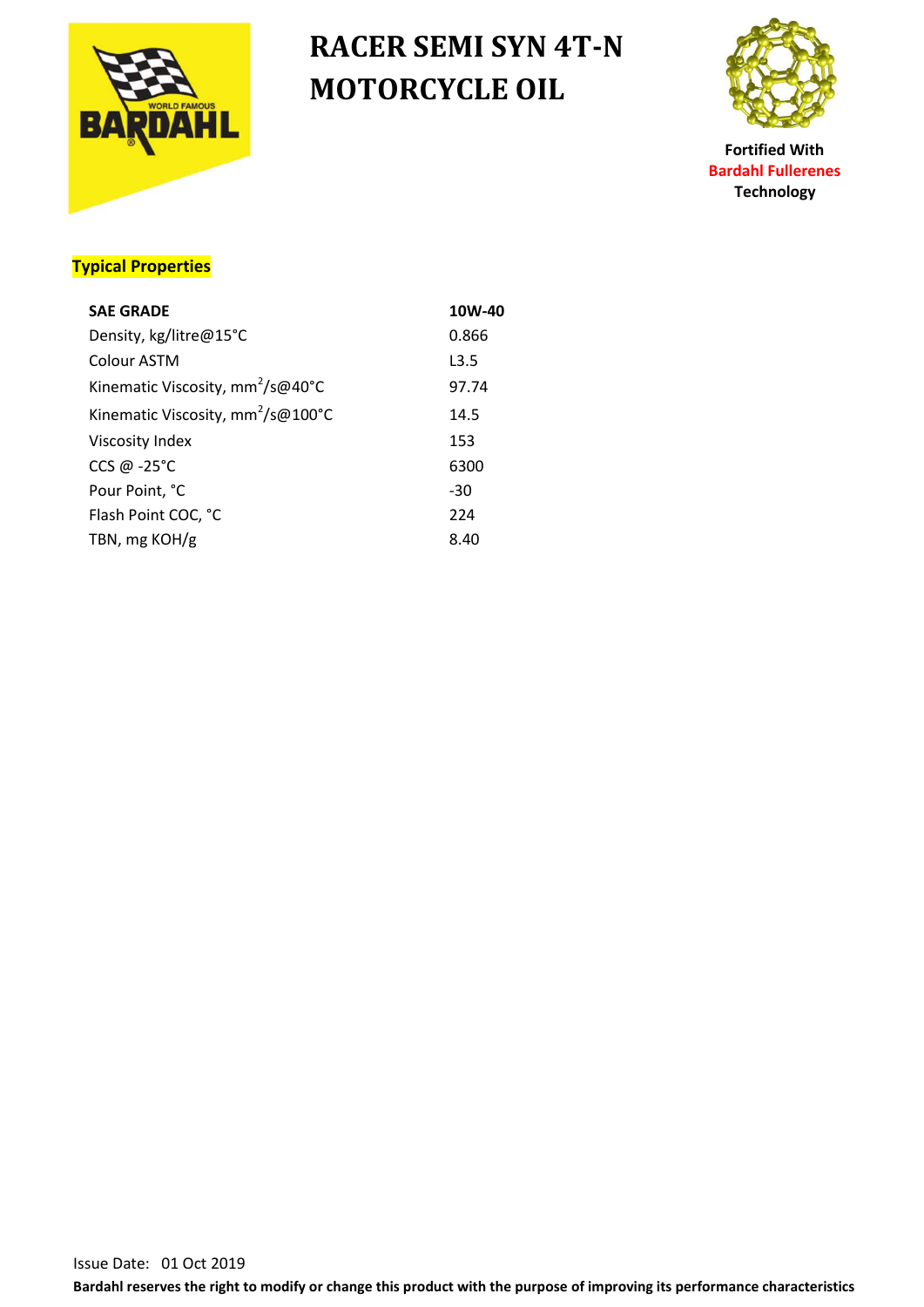# RACER SEMI SYN 4T-N MOTORCYCLE OIL

**Fortified With**
**Bardahl Fullerenes**
**Technology**

## Typical Properties

| | |
|---|---|
| **SAE GRADE** | **10W-40** |
| Density, kg/litre@15°C | 0.866 |
| Colour ASTM | L3.5 |
| Kinematic Viscosity, $mm^2/s$@40°C | 97.74 |
| Kinematic Viscosity, $mm^2/s$@100°C | 14.5 |
| Viscosity Index | 153 |
| CCS @ -25°C | 6300 |
| Pour Point, °C | -30 |
| Flash Point COC, °C | 224 |
| TBN, mg KOH/g | 8.40 |

Issue Date: 01 Oct 2019

**Bardahl reserves the right to modify or change this product with the purpose of improving its performance characteristics**